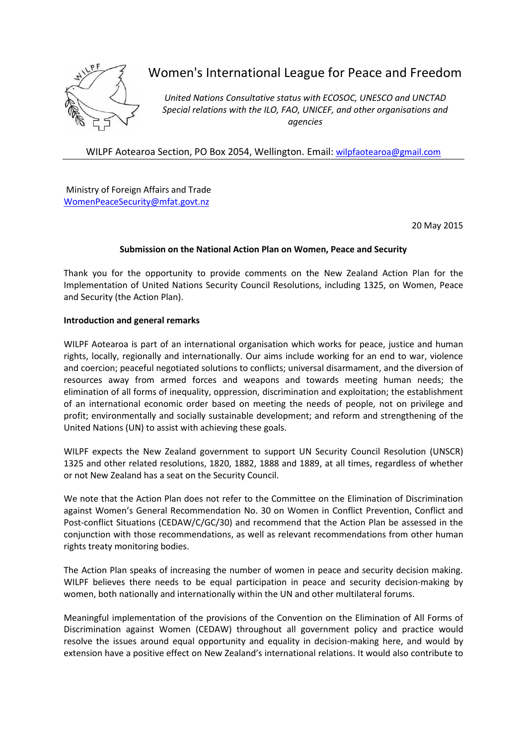# Women's International League for Peace and Freedom

*United Nations Consultative status with ECOSOC, UNESCO and UNCTAD*
*Special relations with the ILO, FAO, UNICEF, and other organisations and agencies*

WILPF Aotearoa Section, PO Box 2054, Wellington. Email: wilpfaotearoa@gmail.com

---

Ministry of Foreign Affairs and Trade
WomenPeaceSecurity@mfat.govt.nz

20 May 2015

**Submission on the National Action Plan on Women, Peace and Security**

Thank you for the opportunity to provide comments on the New Zealand Action Plan for the Implementation of United Nations Security Council Resolutions, including 1325, on Women, Peace and Security (the Action Plan).

**Introduction and general remarks**

WILPF Aotearoa is part of an international organisation which works for peace, justice and human rights, locally, regionally and internationally. Our aims include working for an end to war, violence and coercion; peaceful negotiated solutions to conflicts; universal disarmament, and the diversion of resources away from armed forces and weapons and towards meeting human needs; the elimination of all forms of inequality, oppression, discrimination and exploitation; the establishment of an international economic order based on meeting the needs of people, not on privilege and profit; environmentally and socially sustainable development; and reform and strengthening of the United Nations (UN) to assist with achieving these goals.

WILPF expects the New Zealand government to support UN Security Council Resolution (UNSCR) 1325 and other related resolutions, 1820, 1882, 1888 and 1889, at all times, regardless of whether or not New Zealand has a seat on the Security Council.

We note that the Action Plan does not refer to the Committee on the Elimination of Discrimination against Women's General Recommendation No. 30 on Women in Conflict Prevention, Conflict and Post-conflict Situations (CEDAW/C/GC/30) and recommend that the Action Plan be assessed in the conjunction with those recommendations, as well as relevant recommendations from other human rights treaty monitoring bodies.

The Action Plan speaks of increasing the number of women in peace and security decision making. WILPF believes there needs to be equal participation in peace and security decision-making by women, both nationally and internationally within the UN and other multilateral forums.

Meaningful implementation of the provisions of the Convention on the Elimination of All Forms of Discrimination against Women (CEDAW) throughout all government policy and practice would resolve the issues around equal opportunity and equality in decision-making here, and would by extension have a positive effect on New Zealand's international relations. It would also contribute to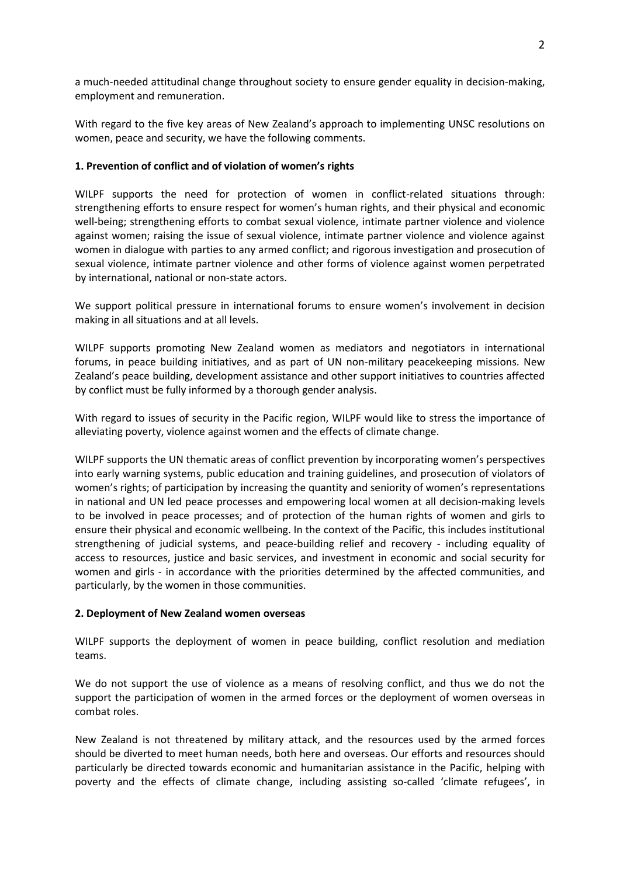a much-needed attitudinal change throughout society to ensure gender equality in decision-making, employment and remuneration.

With regard to the five key areas of New Zealand's approach to implementing UNSC resolutions on women, peace and security, we have the following comments.

**1. Prevention of conflict and of violation of women's rights**

WILPF supports the need for protection of women in conflict-related situations through: strengthening efforts to ensure respect for women's human rights, and their physical and economic well-being; strengthening efforts to combat sexual violence, intimate partner violence and violence against women; raising the issue of sexual violence, intimate partner violence and violence against women in dialogue with parties to any armed conflict; and rigorous investigation and prosecution of sexual violence, intimate partner violence and other forms of violence against women perpetrated by international, national or non-state actors.

We support political pressure in international forums to ensure women's involvement in decision making in all situations and at all levels.

WILPF supports promoting New Zealand women as mediators and negotiators in international forums, in peace building initiatives, and as part of UN non-military peacekeeping missions. New Zealand's peace building, development assistance and other support initiatives to countries affected by conflict must be fully informed by a thorough gender analysis.

With regard to issues of security in the Pacific region, WILPF would like to stress the importance of alleviating poverty, violence against women and the effects of climate change.

WILPF supports the UN thematic areas of conflict prevention by incorporating women's perspectives into early warning systems, public education and training guidelines, and prosecution of violators of women's rights; of participation by increasing the quantity and seniority of women's representations in national and UN led peace processes and empowering local women at all decision-making levels to be involved in peace processes; and of protection of the human rights of women and girls to ensure their physical and economic wellbeing. In the context of the Pacific, this includes institutional strengthening of judicial systems, and peace-building relief and recovery - including equality of access to resources, justice and basic services, and investment in economic and social security for women and girls - in accordance with the priorities determined by the affected communities, and particularly, by the women in those communities.

**2. Deployment of New Zealand women overseas**

WILPF supports the deployment of women in peace building, conflict resolution and mediation teams.

We do not support the use of violence as a means of resolving conflict, and thus we do not the support the participation of women in the armed forces or the deployment of women overseas in combat roles.

New Zealand is not threatened by military attack, and the resources used by the armed forces should be diverted to meet human needs, both here and overseas. Our efforts and resources should particularly be directed towards economic and humanitarian assistance in the Pacific, helping with poverty and the effects of climate change, including assisting so-called 'climate refugees', in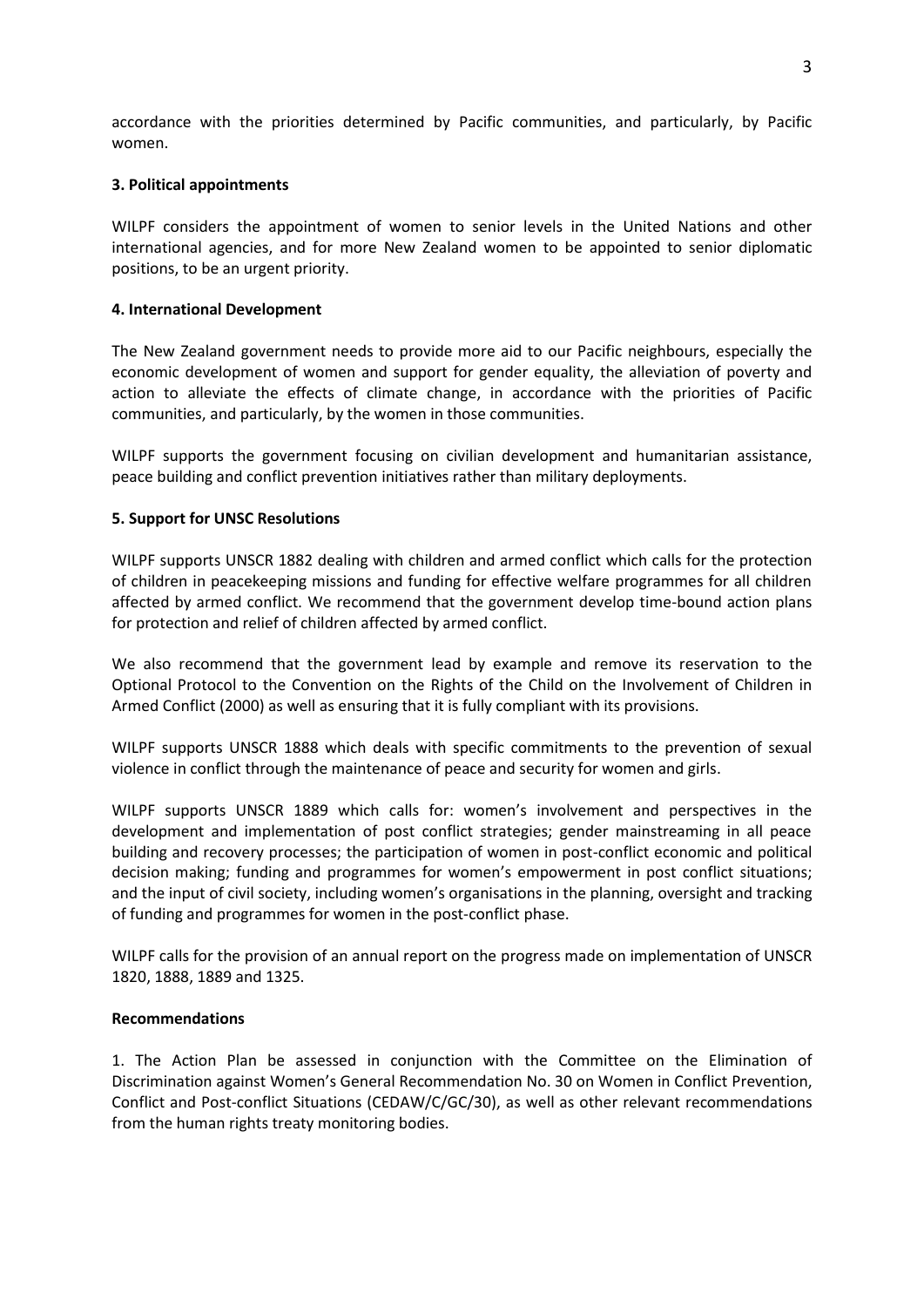accordance with the priorities determined by Pacific communities, and particularly, by Pacific women.

**3. Political appointments**

WILPF considers the appointment of women to senior levels in the United Nations and other international agencies, and for more New Zealand women to be appointed to senior diplomatic positions, to be an urgent priority.

**4. International Development**

The New Zealand government needs to provide more aid to our Pacific neighbours, especially the economic development of women and support for gender equality, the alleviation of poverty and action to alleviate the effects of climate change, in accordance with the priorities of Pacific communities, and particularly, by the women in those communities.

WILPF supports the government focusing on civilian development and humanitarian assistance, peace building and conflict prevention initiatives rather than military deployments.

**5. Support for UNSC Resolutions**

WILPF supports UNSCR 1882 dealing with children and armed conflict which calls for the protection of children in peacekeeping missions and funding for effective welfare programmes for all children affected by armed conflict. We recommend that the government develop time-bound action plans for protection and relief of children affected by armed conflict.

We also recommend that the government lead by example and remove its reservation to the Optional Protocol to the Convention on the Rights of the Child on the Involvement of Children in Armed Conflict (2000) as well as ensuring that it is fully compliant with its provisions.

WILPF supports UNSCR 1888 which deals with specific commitments to the prevention of sexual violence in conflict through the maintenance of peace and security for women and girls.

WILPF supports UNSCR 1889 which calls for: women's involvement and perspectives in the development and implementation of post conflict strategies; gender mainstreaming in all peace building and recovery processes; the participation of women in post-conflict economic and political decision making; funding and programmes for women's empowerment in post conflict situations; and the input of civil society, including women's organisations in the planning, oversight and tracking of funding and programmes for women in the post-conflict phase.

WILPF calls for the provision of an annual report on the progress made on implementation of UNSCR 1820, 1888, 1889 and 1325.

**Recommendations**

1. The Action Plan be assessed in conjunction with the Committee on the Elimination of Discrimination against Women's General Recommendation No. 30 on Women in Conflict Prevention, Conflict and Post-conflict Situations (CEDAW/C/GC/30), as well as other relevant recommendations from the human rights treaty monitoring bodies.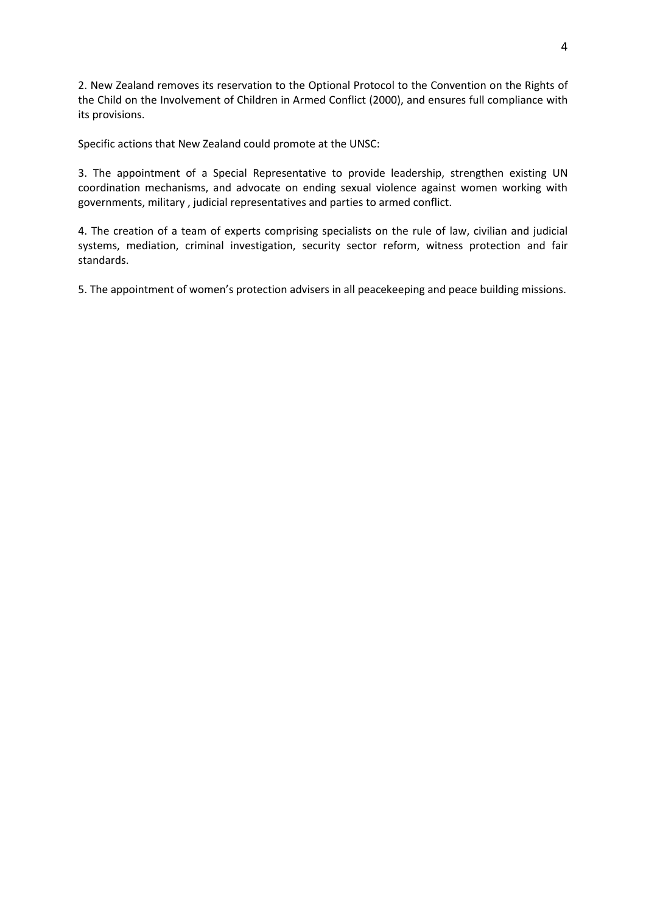2. New Zealand removes its reservation to the Optional Protocol to the Convention on the Rights of the Child on the Involvement of Children in Armed Conflict (2000), and ensures full compliance with its provisions.

Specific actions that New Zealand could promote at the UNSC:

3. The appointment of a Special Representative to provide leadership, strengthen existing UN coordination mechanisms, and advocate on ending sexual violence against women working with governments, military , judicial representatives and parties to armed conflict.

4. The creation of a team of experts comprising specialists on the rule of law, civilian and judicial systems, mediation, criminal investigation, security sector reform, witness protection and fair standards.

5. The appointment of women's protection advisers in all peacekeeping and peace building missions.